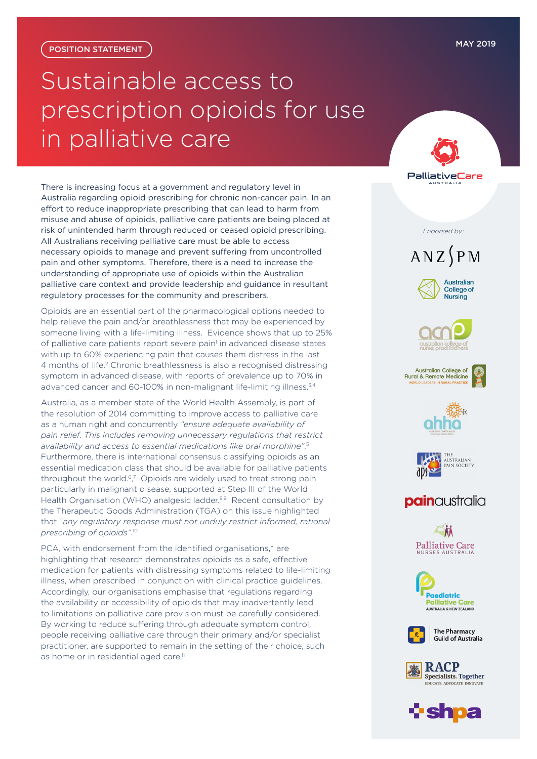POSITION STATEMENT

MAY 2019

# Sustainable access to prescription opioids for use in palliative care

There is increasing focus at a government and regulatory level in Australia regarding opioid prescribing for chronic non-cancer pain. In an effort to reduce inappropriate prescribing that can lead to harm from misuse and abuse of opioids, palliative care patients are being placed at risk of unintended harm through reduced or ceased opioid prescribing. All Australians receiving palliative care must be able to access necessary opioids to manage and prevent suffering from uncontrolled pain and other symptoms. Therefore, there is a need to increase the understanding of appropriate use of opioids within the Australian palliative care context and provide leadership and guidance in resultant regulatory processes for the community and prescribers.

Opioids are an essential part of the pharmacological options needed to help relieve the pain and/or breathlessness that may be experienced by someone living with a life-limiting illness. Evidence shows that up to 25% of palliative care patients report severe pain[1] in advanced disease states with up to 60% experiencing pain that causes them distress in the last 4 months of life.[2] Chronic breathlessness is also a recognised distressing symptom in advanced disease, with reports of prevalence up to 70% in advanced cancer and 60-100% in non-malignant life-limiting illness.[3,4]

Australia, as a member state of the World Health Assembly, is part of the resolution of 2014 committing to improve access to palliative care as a human right and concurrently *"ensure adequate availability of pain relief. This includes removing unnecessary regulations that restrict availability and access to essential medications like oral morphine"*.[5] Furthermore, there is international consensus classifying opioids as an essential medication class that should be available for palliative patients throughout the world.[6,7] Opioids are widely used to treat strong pain particularly in malignant disease, supported at Step III of the World Health Organisation (WHO) analgesic ladder.[8,9] Recent consultation by the Therapeutic Goods Administration (TGA) on this issue highlighted that *"any regulatory response must not unduly restrict informed, rational prescribing of opioids"*.[10]

PCA, with endorsement from the identified organisations,* are highlighting that research demonstrates opioids as a safe, effective medication for patients with distressing symptoms related to life-limiting illness, when prescribed in conjunction with clinical practice guidelines. Accordingly, our organisations emphasise that regulations regarding the availability or accessibility of opioids that may inadvertently lead to limitations on palliative care provision must be carefully considered. By working to reduce suffering through adequate symptom control, people receiving palliative care through their primary and/or specialist practitioner, are supported to remain in the setting of their choice, such as home or in residential aged care.[11]

PalliativeCare AUSTRALIA

*Endorsed by:*

- ANZSPM
- Australian College of Nursing
- acnp australian college of nurse practitioners
- Australian College of Rural & Remote Medicine – World Leaders in Rural Practice
- ahha australian healthcare & hospitals association
- The Australian Pain Society (aps)
- painaustralia
- Palliative Care Nurses Australia
- Paediatric Palliative Care Australia & New Zealand
- The Pharmacy Guild of Australia
- RACP Specialists. Together – Educate Advocate Innovate
- shpa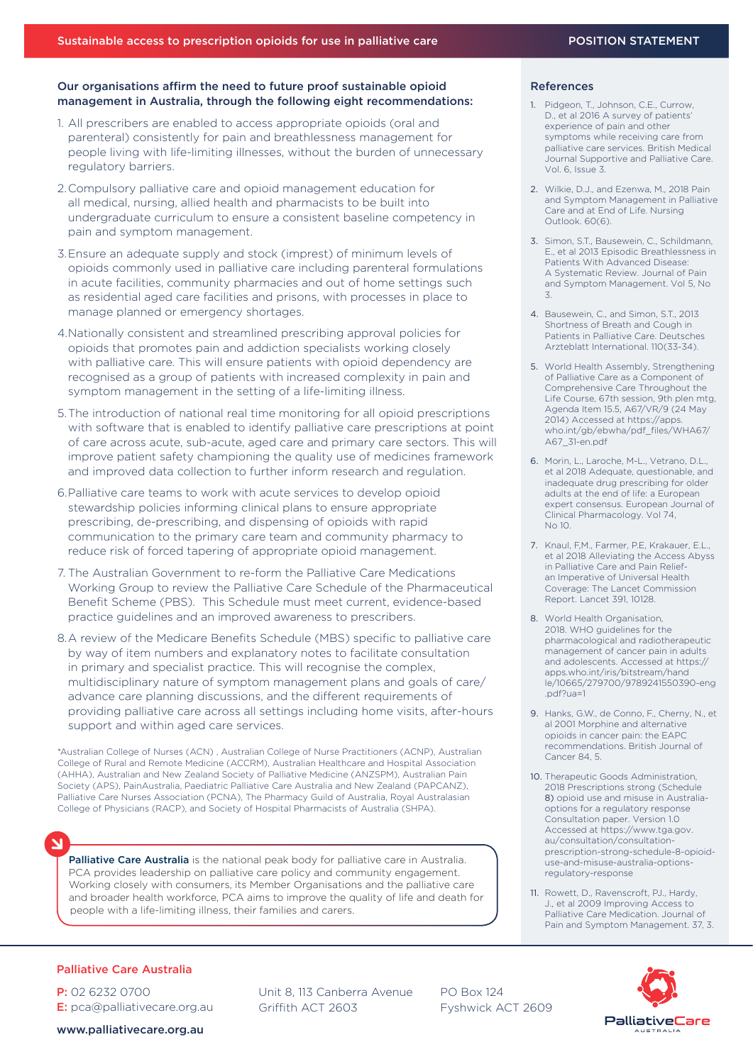**Our organisations affirm the need to future proof sustainable opioid management in Australia, through the following eight recommendations:**

1. All prescribers are enabled to access appropriate opioids (oral and parenteral) consistently for pain and breathlessness management for people living with life-limiting illnesses, without the burden of unnecessary regulatory barriers.
2. Compulsory palliative care and opioid management education for all medical, nursing, allied health and pharmacists to be built into undergraduate curriculum to ensure a consistent baseline competency in pain and symptom management.
3. Ensure an adequate supply and stock (imprest) of minimum levels of opioids commonly used in palliative care including parenteral formulations in acute facilities, community pharmacies and out of home settings such as residential aged care facilities and prisons, with processes in place to manage planned or emergency shortages.
4. Nationally consistent and streamlined prescribing approval policies for opioids that promotes pain and addiction specialists working closely with palliative care. This will ensure patients with opioid dependency are recognised as a group of patients with increased complexity in pain and symptom management in the setting of a life-limiting illness.
5. The introduction of national real time monitoring for all opioid prescriptions with software that is enabled to identify palliative care prescriptions at point of care across acute, sub-acute, aged care and primary care sectors. This will improve patient safety championing the quality use of medicines framework and improved data collection to further inform research and regulation.
6. Palliative care teams to work with acute services to develop opioid stewardship policies informing clinical plans to ensure appropriate prescribing, de-prescribing, and dispensing of opioids with rapid communication to the primary care team and community pharmacy to reduce risk of forced tapering of appropriate opioid management.
7. The Australian Government to re-form the Palliative Care Medications Working Group to review the Palliative Care Schedule of the Pharmaceutical Benefit Scheme (PBS). This Schedule must meet current, evidence-based practice guidelines and an improved awareness to prescribers.
8. A review of the Medicare Benefits Schedule (MBS) specific to palliative care by way of item numbers and explanatory notes to facilitate consultation in primary and specialist practice. This will recognise the complex, multidisciplinary nature of symptom management plans and goals of care/advance care planning discussions, and the different requirements of providing palliative care across all settings including home visits, after-hours support and within aged care services.

*Australian College of Nurses (ACN) , Australian College of Nurse Practitioners (ACNP), Australian College of Rural and Remote Medicine (ACCRM), Australian Healthcare and Hospital Association (AHHA), Australian and New Zealand Society of Palliative Medicine (ANZSPM), Australian Pain Society (APS), PainAustralia, Paediatric Palliative Care Australia and New Zealand (PAPCANZ), Palliative Care Nurses Association (PCNA), The Pharmacy Guild of Australia, Royal Australasian College of Physicians (RACP), and Society of Hospital Pharmacists of Australia (SHPA).

**Palliative Care Australia** is the national peak body for palliative care in Australia. PCA provides leadership on palliative care policy and community engagement. Working closely with consumers, its Member Organisations and the palliative care and broader health workforce, PCA aims to improve the quality of life and death for people with a life-limiting illness, their families and carers.

## References

1. Pidgeon, T., Johnson, C.E., Currow, D., et al 2016 A survey of patients' experience of pain and other symptoms while receiving care from palliative care services. British Medical Journal Supportive and Palliative Care. Vol. 6, Issue 3.
2. Wilkie, D.J., and Ezenwa, M., 2018 Pain and Symptom Management in Palliative Care and at End of Life. Nursing Outlook. 60(6).
3. Simon, S.T., Bausewein, C., Schildmann, E., et al 2013 Episodic Breathlessness in Patients With Advanced Disease: A Systematic Review. Journal of Pain and Symptom Management. Vol 5, No 3.
4. Bausewein, C., and Simon, S.T., 2013 Shortness of Breath and Cough in Patients in Palliative Care. Deutsches Arzteblatt International. 110(33-34).
5. World Health Assembly, Strengthening of Palliative Care as a Component of Comprehensive Care Throughout the Life Course, 67th session, 9th plen mtg, Agenda Item 15.5, A67/VR/9 (24 May 2014) Accessed at https://apps.who.int/gb/ebwha/pdf_files/WHA67/A67_31-en.pdf
6. Morin, L., Laroche, M-L., Vetrano, D.L., et al 2018 Adequate, questionable, and inadequate drug prescribing for older adults at the end of life: a European expert consensus. European Journal of Clinical Pharmacology. Vol 74, No 10.
7. Knaul, F.M., Farmer, P.E, Krakauer, E.L., et al 2018 Alleviating the Access Abyss in Palliative Care and Pain Relief-an Imperative of Universal Health Coverage: The Lancet Commission Report. Lancet 391, 10128.
8. World Health Organisation, 2018. WHO guidelines for the pharmacological and radiotherapeutic management of cancer pain in adults and adolescents. Accessed at https://apps.who.int/iris/bitstream/handle/10665/279700/9789241550390-eng.pdf?ua=1
9. Hanks, G.W., de Conno, F., Cherny, N., et al 2001 Morphine and alternative opioids in cancer pain: the EAPC recommendations. British Journal of Cancer 84, 5.
10. Therapeutic Goods Administration, 2018 Prescriptions strong (Schedule 8) opioid use and misuse in Australia-options for a regulatory response Consultation paper. Version 1.0 Accessed at https://www.tga.gov.au/consultation/consultation-prescription-strong-schedule-8-opioid-use-and-misuse-australia-options-regulatory-response
11. Rowett, D., Ravenscroft, PJ., Hardy, J., et al 2009 Improving Access to Palliative Care Medication. Journal of Pain and Symptom Management. 37, 3.

**Palliative Care Australia**

**P:** 02 6232 0700
**E:** pca@palliativecare.org.au

Unit 8, 113 Canberra Avenue
Griffith ACT 2603

PO Box 124
Fyshwick ACT 2609

www.palliativecare.org.au